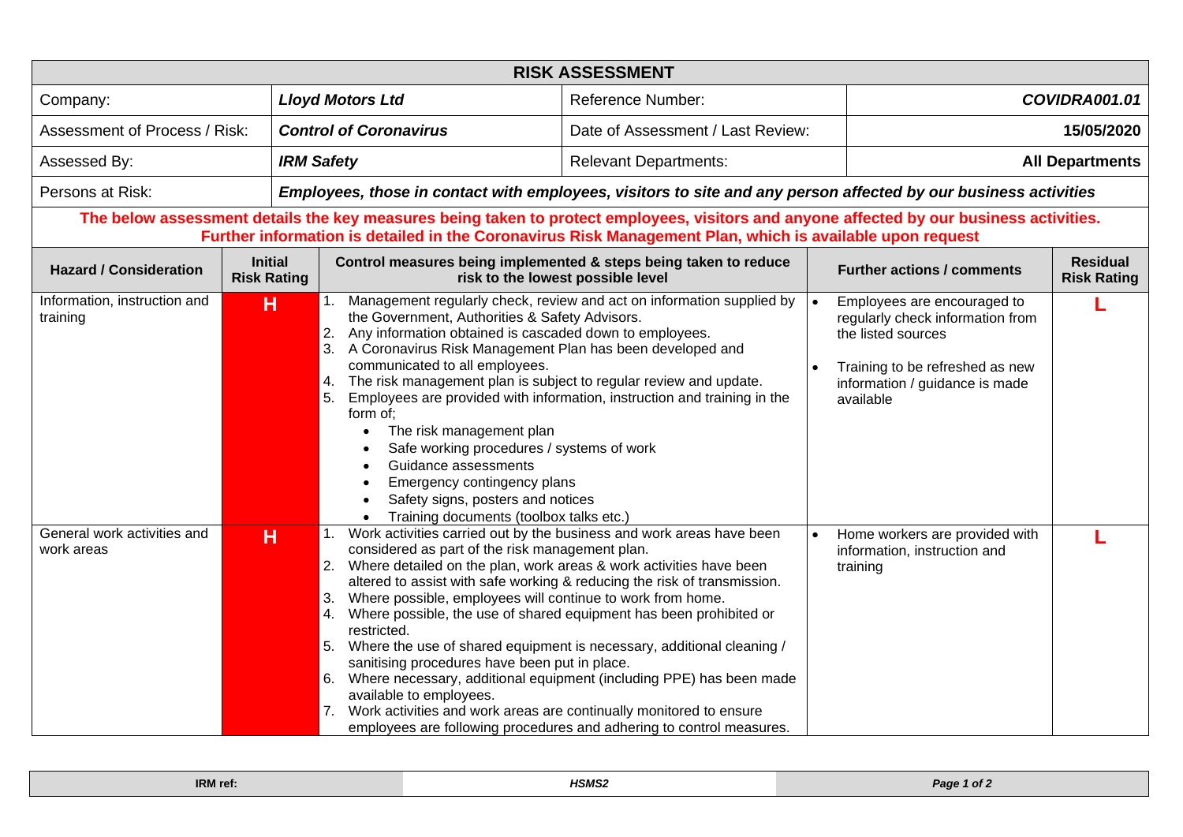# RISK ASSESSMENT

| | | | |
|---|---|---|---|
| Company: | ***Lloyd Motors Ltd*** | Reference Number: | ***COVIDRA001.01*** |
| Assessment of Process / Risk: | ***Control of Coronavirus*** | Date of Assessment / Last Review: | **15/05/2020** |
| Assessed By: | ***IRM Safety*** | Relevant Departments: | **All Departments** |
| Persons at Risk: | ***Employees, those in contact with employees, visitors to site and any person affected by our business activities*** | | |

**The below assessment details the key measures being taken to protect employees, visitors and anyone affected by our business activities. Further information is detailed in the Coronavirus Risk Management Plan, which is available upon request**

| Hazard / Consideration | Initial Risk Rating | Control measures being implemented & steps being taken to reduce risk to the lowest possible level | Further actions / comments | Residual Risk Rating |
|---|---|---|---|---|
| Information, instruction and training | **H** | 1. Management regularly check, review and act on information supplied by the Government, Authorities & Safety Advisors.<br>2. Any information obtained is cascaded down to employees.<br>3. A Coronavirus Risk Management Plan has been developed and communicated to all employees.<br>4. The risk management plan is subject to regular review and update.<br>5. Employees are provided with information, instruction and training in the form of;<br>• The risk management plan<br>• Safe working procedures / systems of work<br>• Guidance assessments<br>• Emergency contingency plans<br>• Safety signs, posters and notices<br>• Training documents (toolbox talks etc.) | • Employees are encouraged to regularly check information from the listed sources<br>• Training to be refreshed as new information / guidance is made available | **L** |
| General work activities and work areas | **H** | 1. Work activities carried out by the business and work areas have been considered as part of the risk management plan.<br>2. Where detailed on the plan, work areas & work activities have been altered to assist with safe working & reducing the risk of transmission.<br>3. Where possible, employees will continue to work from home.<br>4. Where possible, the use of shared equipment has been prohibited or restricted.<br>5. Where the use of shared equipment is necessary, additional cleaning / sanitising procedures have been put in place.<br>6. Where necessary, additional equipment (including PPE) has been made available to employees.<br>7. Work activities and work areas are continually monitored to ensure employees are following procedures and adhering to control measures. | • Home workers are provided with information, instruction and training | **L** |

| IRM ref: | HSMS2 |
|---|---|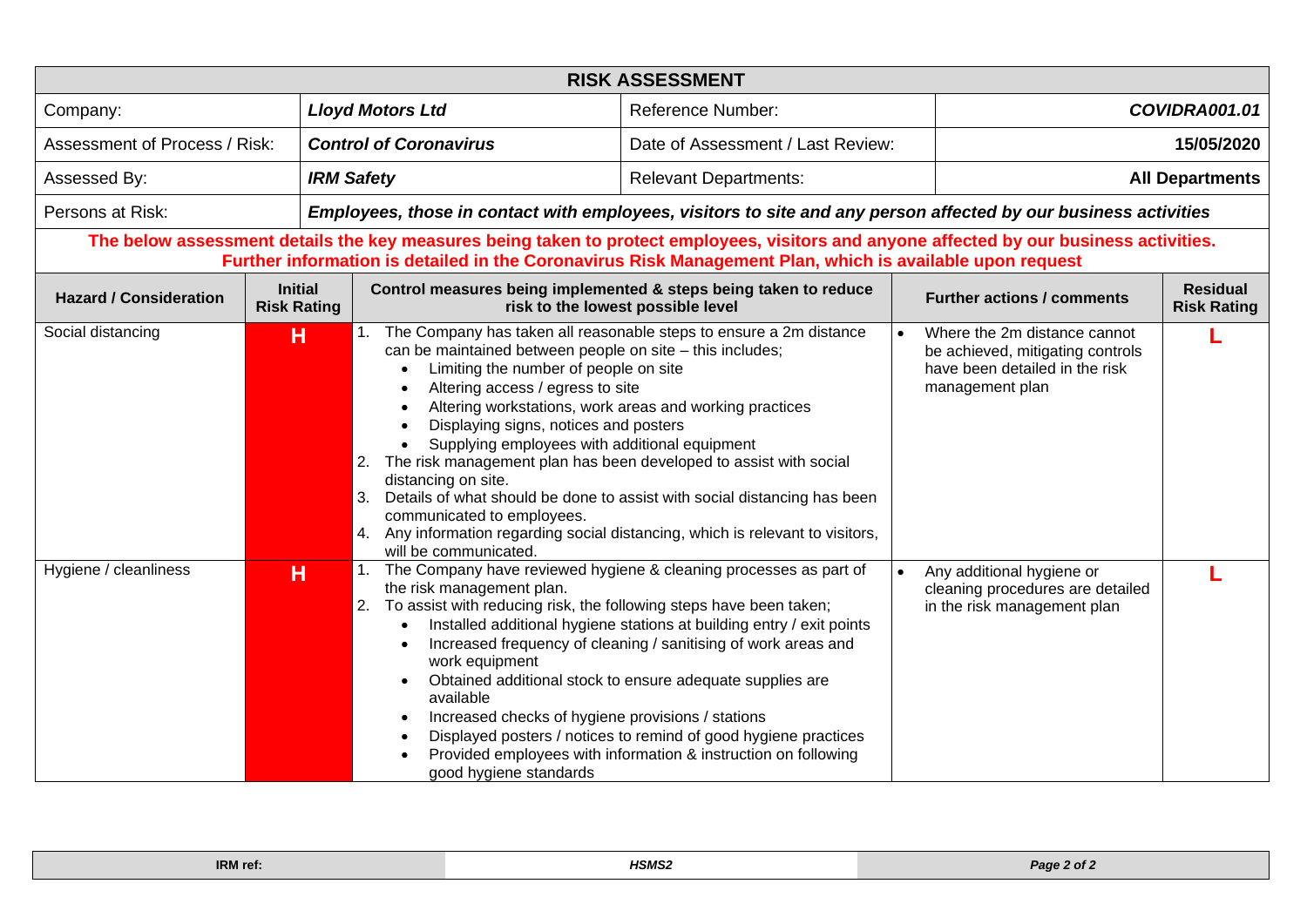# RISK ASSESSMENT

| | | | |
|---|---|---|---|
| Company: | ***Lloyd Motors Ltd*** | Reference Number: | ***COVIDRA001.01*** |
| Assessment of Process / Risk: | ***Control of Coronavirus*** | Date of Assessment / Last Review: | **15/05/2020** |
| Assessed By: | ***IRM Safety*** | Relevant Departments: | **All Departments** |
| Persons at Risk: | ***Employees, those in contact with employees, visitors to site and any person affected by our business activities*** | | |

**The below assessment details the key measures being taken to protect employees, visitors and anyone affected by our business activities. Further information is detailed in the Coronavirus Risk Management Plan, which is available upon request**

| Hazard / Consideration | Initial Risk Rating | Control measures being implemented & steps being taken to reduce risk to the lowest possible level | Further actions / comments | Residual Risk Rating |
|---|---|---|---|---|
| Social distancing | **H** | 1. The Company has taken all reasonable steps to ensure a 2m distance can be maintained between people on site – this includes;<br>• Limiting the number of people on site<br>• Altering access / egress to site<br>• Altering workstations, work areas and working practices<br>• Displaying signs, notices and posters<br>• Supplying employees with additional equipment<br>2. The risk management plan has been developed to assist with social distancing on site.<br>3. Details of what should be done to assist with social distancing has been communicated to employees.<br>4. Any information regarding social distancing, which is relevant to visitors, will be communicated. | • Where the 2m distance cannot be achieved, mitigating controls have been detailed in the risk management plan | **L** |
| Hygiene / cleanliness | **H** | 1. The Company have reviewed hygiene & cleaning processes as part of the risk management plan.<br>2. To assist with reducing risk, the following steps have been taken;<br>• Installed additional hygiene stations at building entry / exit points<br>• Increased frequency of cleaning / sanitising of work areas and work equipment<br>• Obtained additional stock to ensure adequate supplies are available<br>• Increased checks of hygiene provisions / stations<br>• Displayed posters / notices to remind of good hygiene practices<br>• Provided employees with information & instruction on following good hygiene standards | • Any additional hygiene or cleaning procedures are detailed in the risk management plan | **L** |

| | | |
|---|---|---|
| **IRM ref:** | ***HSMS2*** | |